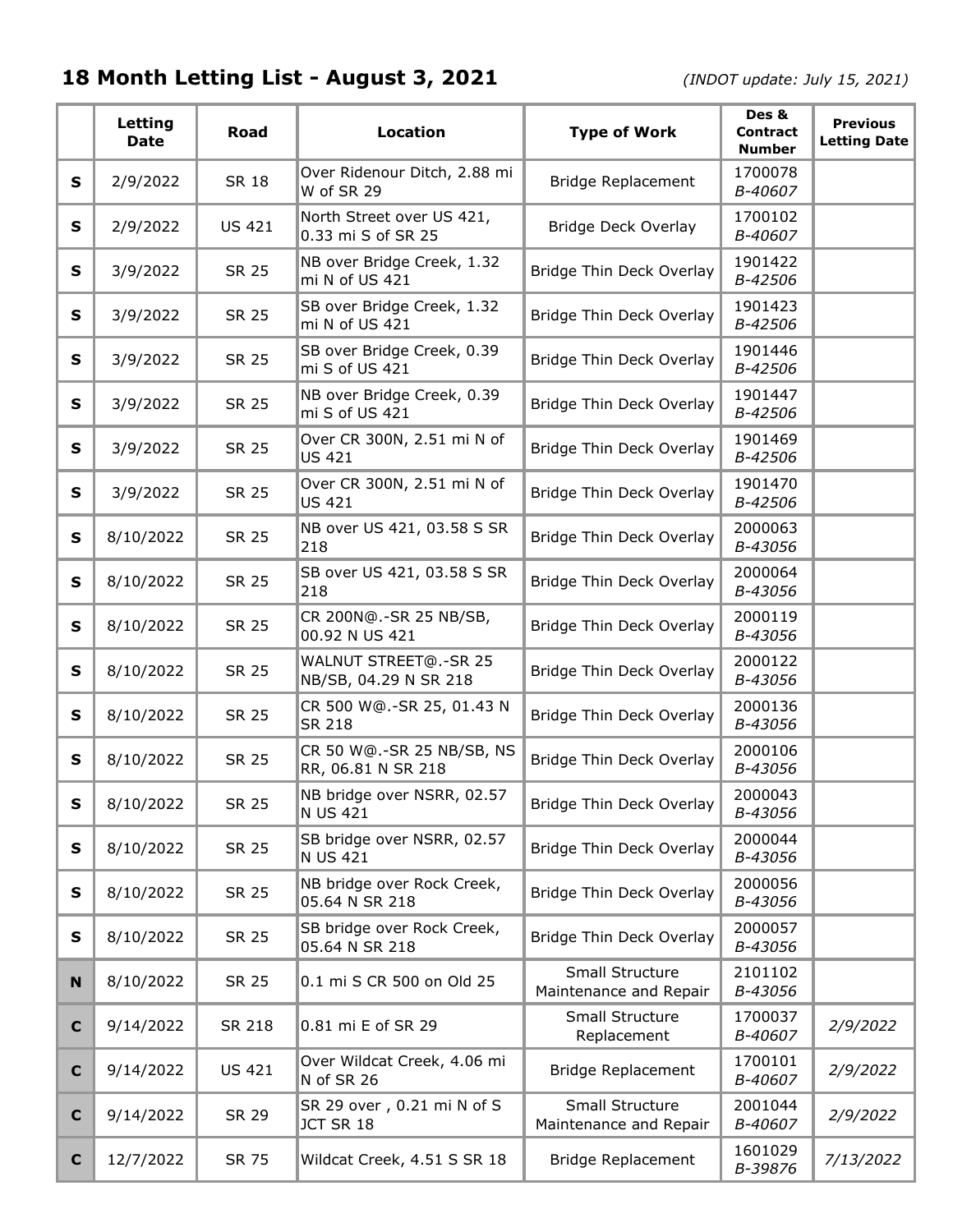## 18 Month Letting List - August 3, 2021

*(INDOT update: July 15, 2021)*

| | Letting Date | Road | Location | Type of Work | Des & Contract Number | Previous Letting Date |
|---|---|---|---|---|---|---|
| **S** | 2/9/2022 | SR 18 | Over Ridenour Ditch, 2.88 mi W of SR 29 | Bridge Replacement | 1700078 *B-40607* | |
| **S** | 2/9/2022 | US 421 | North Street over US 421, 0.33 mi S of SR 25 | Bridge Deck Overlay | 1700102 *B-40607* | |
| **S** | 3/9/2022 | SR 25 | NB over Bridge Creek, 1.32 mi N of US 421 | Bridge Thin Deck Overlay | 1901422 *B-42506* | |
| **S** | 3/9/2022 | SR 25 | SB over Bridge Creek, 1.32 mi N of US 421 | Bridge Thin Deck Overlay | 1901423 *B-42506* | |
| **S** | 3/9/2022 | SR 25 | SB over Bridge Creek, 0.39 mi S of US 421 | Bridge Thin Deck Overlay | 1901446 *B-42506* | |
| **S** | 3/9/2022 | SR 25 | NB over Bridge Creek, 0.39 mi S of US 421 | Bridge Thin Deck Overlay | 1901447 *B-42506* | |
| **S** | 3/9/2022 | SR 25 | Over CR 300N, 2.51 mi N of US 421 | Bridge Thin Deck Overlay | 1901469 *B-42506* | |
| **S** | 3/9/2022 | SR 25 | Over CR 300N, 2.51 mi N of US 421 | Bridge Thin Deck Overlay | 1901470 *B-42506* | |
| **S** | 8/10/2022 | SR 25 | NB over US 421, 03.58 S SR 218 | Bridge Thin Deck Overlay | 2000063 *B-43056* | |
| **S** | 8/10/2022 | SR 25 | SB over US 421, 03.58 S SR 218 | Bridge Thin Deck Overlay | 2000064 *B-43056* | |
| **S** | 8/10/2022 | SR 25 | CR 200N@.-SR 25 NB/SB, 00.92 N US 421 | Bridge Thin Deck Overlay | 2000119 *B-43056* | |
| **S** | 8/10/2022 | SR 25 | WALNUT STREET@.-SR 25 NB/SB, 04.29 N SR 218 | Bridge Thin Deck Overlay | 2000122 *B-43056* | |
| **S** | 8/10/2022 | SR 25 | CR 500 W@.-SR 25, 01.43 N SR 218 | Bridge Thin Deck Overlay | 2000136 *B-43056* | |
| **S** | 8/10/2022 | SR 25 | CR 50 W@.-SR 25 NB/SB, NS RR, 06.81 N SR 218 | Bridge Thin Deck Overlay | 2000106 *B-43056* | |
| **S** | 8/10/2022 | SR 25 | NB bridge over NSRR, 02.57 N US 421 | Bridge Thin Deck Overlay | 2000043 *B-43056* | |
| **S** | 8/10/2022 | SR 25 | SB bridge over NSRR, 02.57 N US 421 | Bridge Thin Deck Overlay | 2000044 *B-43056* | |
| **S** | 8/10/2022 | SR 25 | NB bridge over Rock Creek, 05.64 N SR 218 | Bridge Thin Deck Overlay | 2000056 *B-43056* | |
| **S** | 8/10/2022 | SR 25 | SB bridge over Rock Creek, 05.64 N SR 218 | Bridge Thin Deck Overlay | 2000057 *B-43056* | |
| **N** | 8/10/2022 | SR 25 | 0.1 mi S CR 500 on Old 25 | Small Structure Maintenance and Repair | 2101102 *B-43056* | |
| **C** | 9/14/2022 | SR 218 | 0.81 mi E of SR 29 | Small Structure Replacement | 1700037 *B-40607* | *2/9/2022* |
| **C** | 9/14/2022 | US 421 | Over Wildcat Creek, 4.06 mi N of SR 26 | Bridge Replacement | 1700101 *B-40607* | *2/9/2022* |
| **C** | 9/14/2022 | SR 29 | SR 29 over , 0.21 mi N of S JCT SR 18 | Small Structure Maintenance and Repair | 2001044 *B-40607* | *2/9/2022* |
| **C** | 12/7/2022 | SR 75 | Wildcat Creek, 4.51 S SR 18 | Bridge Replacement | 1601029 *B-39876* | *7/13/2022* |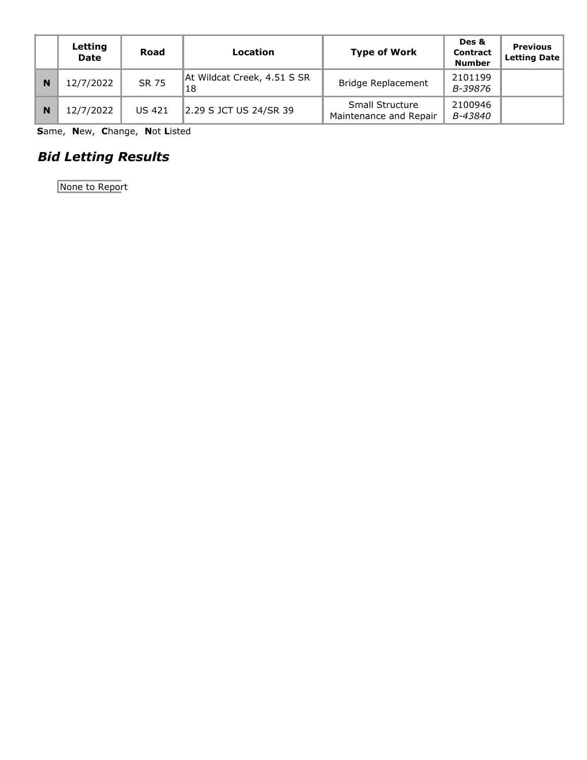| | Letting Date | Road | Location | Type of Work | Des & Contract Number | Previous Letting Date |
|---|---|---|---|---|---|---|
| N | 12/7/2022 | SR 75 | At Wildcat Creek, 4.51 S SR 18 | Bridge Replacement | 2101199 *B-39876* | |
| N | 12/7/2022 | US 421 | 2.29 S JCT US 24/SR 39 | Small Structure Maintenance and Repair | 2100946 *B-43840* | |

**S**ame, **N**ew, **C**hange, **N**ot **L**isted

## *Bid Letting Results*

None to Report